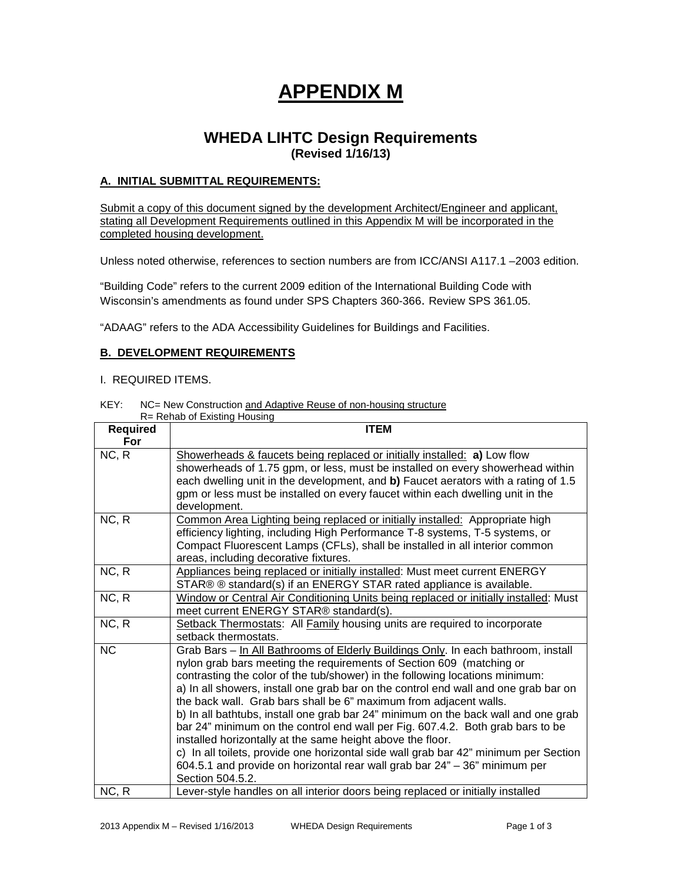# APPENDIX M

## WHEDA LIHTC Design Requirements

**(Revised 1/16/13)**

### A. INITIAL SUBMITTAL REQUIREMENTS:

Submit a copy of this document signed by the development Architect/Engineer and applicant, stating all Development Requirements outlined in this Appendix M will be incorporated in the completed housing development.

Unless noted otherwise, references to section numbers are from ICC/ANSI A117.1 –2003 edition.

"Building Code" refers to the current 2009 edition of the International Building Code with Wisconsin's amendments as found under SPS Chapters 360-366. Review SPS 361.05.

"ADAAG" refers to the ADA Accessibility Guidelines for Buildings and Facilities.

### B. DEVELOPMENT REQUIREMENTS

I. REQUIRED ITEMS.

KEY: NC= New Construction and Adaptive Reuse of non-housing structure
R= Rehab of Existing Housing

| Required For | ITEM |
|---|---|
| NC, R | Showerheads & faucets being replaced or initially installed: **a)** Low flow showerheads of 1.75 gpm, or less, must be installed on every showerhead within each dwelling unit in the development, and **b)** Faucet aerators with a rating of 1.5 gpm or less must be installed on every faucet within each dwelling unit in the development. |
| NC, R | Common Area Lighting being replaced or initially installed: Appropriate high efficiency lighting, including High Performance T-8 systems, T-5 systems, or Compact Fluorescent Lamps (CFLs), shall be installed in all interior common areas, including decorative fixtures. |
| NC, R | Appliances being replaced or initially installed: Must meet current ENERGY STAR® ® standard(s) if an ENERGY STAR rated appliance is available. |
| NC, R | Window or Central Air Conditioning Units being replaced or initially installed: Must meet current ENERGY STAR® standard(s). |
| NC, R | Setback Thermostats: All Family housing units are required to incorporate setback thermostats. |
| NC | Grab Bars – In All Bathrooms of Elderly Buildings Only. In each bathroom, install nylon grab bars meeting the requirements of Section 609 (matching or contrasting the color of the tub/shower) in the following locations minimum:<br>a) In all showers, install one grab bar on the control end wall and one grab bar on the back wall. Grab bars shall be 6" maximum from adjacent walls.<br>b) In all bathtubs, install one grab bar 24" minimum on the back wall and one grab bar 24" minimum on the control end wall per Fig. 607.4.2. Both grab bars to be installed horizontally at the same height above the floor.<br>c) In all toilets, provide one horizontal side wall grab bar 42" minimum per Section 604.5.1 and provide on horizontal rear wall grab bar 24" – 36" minimum per Section 504.5.2. |
| NC, R | Lever-style handles on all interior doors being replaced or initially installed |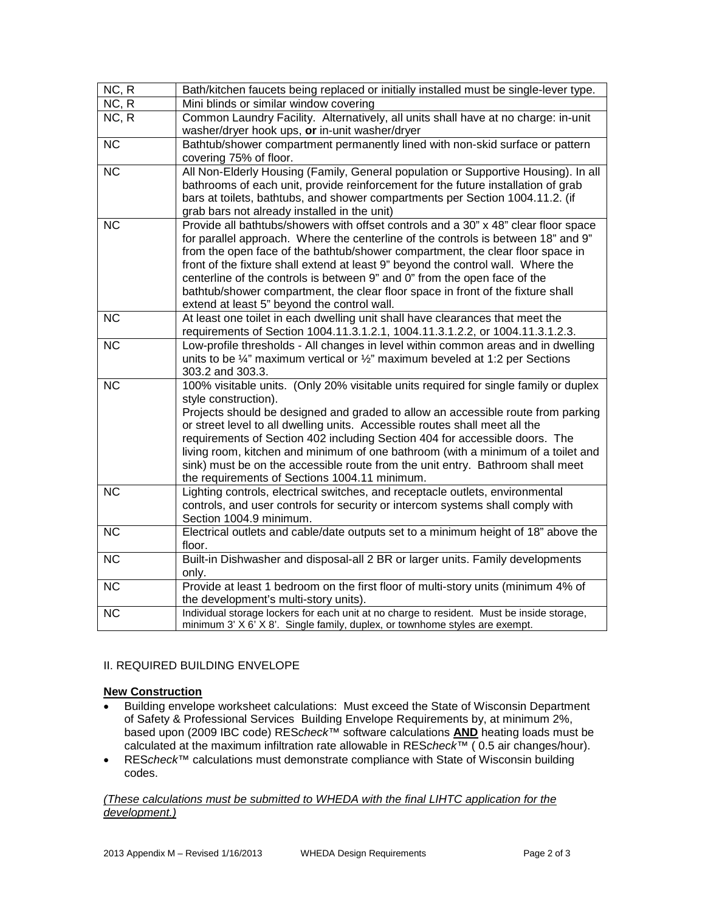| NC, R | Bath/kitchen faucets being replaced or initially installed must be single-lever type. |
|---|---|
| NC, R | Mini blinds or similar window covering |
| NC, R | Common Laundry Facility. Alternatively, all units shall have at no charge: in-unit washer/dryer hook ups, **or** in-unit washer/dryer |
| NC | Bathtub/shower compartment permanently lined with non-skid surface or pattern covering 75% of floor. |
| NC | All Non-Elderly Housing (Family, General population or Supportive Housing). In all bathrooms of each unit, provide reinforcement for the future installation of grab bars at toilets, bathtubs, and shower compartments per Section 1004.11.2. (if grab bars not already installed in the unit) |
| NC | Provide all bathtubs/showers with offset controls and a 30" x 48" clear floor space for parallel approach. Where the centerline of the controls is between 18" and 9" from the open face of the bathtub/shower compartment, the clear floor space in front of the fixture shall extend at least 9" beyond the control wall. Where the centerline of the controls is between 9" and 0" from the open face of the bathtub/shower compartment, the clear floor space in front of the fixture shall extend at least 5" beyond the control wall. |
| NC | At least one toilet in each dwelling unit shall have clearances that meet the requirements of Section 1004.11.3.1.2.1, 1004.11.3.1.2.2, or 1004.11.3.1.2.3. |
| NC | Low-profile thresholds - All changes in level within common areas and in dwelling units to be ¼" maximum vertical or ½" maximum beveled at 1:2 per Sections 303.2 and 303.3. |
| NC | 100% visitable units. (Only 20% visitable units required for single family or duplex style construction).<br>Projects should be designed and graded to allow an accessible route from parking or street level to all dwelling units. Accessible routes shall meet all the requirements of Section 402 including Section 404 for accessible doors. The living room, kitchen and minimum of one bathroom (with a minimum of a toilet and sink) must be on the accessible route from the unit entry. Bathroom shall meet the requirements of Sections 1004.11 minimum. |
| NC | Lighting controls, electrical switches, and receptacle outlets, environmental controls, and user controls for security or intercom systems shall comply with Section 1004.9 minimum. |
| NC | Electrical outlets and cable/date outputs set to a minimum height of 18" above the floor. |
| NC | Built-in Dishwasher and disposal-all 2 BR or larger units. Family developments only. |
| NC | Provide at least 1 bedroom on the first floor of multi-story units (minimum 4% of the development's multi-story units). |
| NC | Individual storage lockers for each unit at no charge to resident. Must be inside storage, minimum 3' X 6' X 8'. Single family, duplex, or townhome styles are exempt. |

II. REQUIRED BUILDING ENVELOPE

**New Construction**

- Building envelope worksheet calculations: Must exceed the State of Wisconsin Department of Safety & Professional Services Building Envelope Requirements by, at minimum 2%, based upon (2009 IBC code) RES*check*™ software calculations **AND** heating loads must be calculated at the maximum infiltration rate allowable in RES*check*™ ( 0.5 air changes/hour).
- RES*check*™ calculations must demonstrate compliance with State of Wisconsin building codes.

*(These calculations must be submitted to WHEDA with the final LIHTC application for the development.)*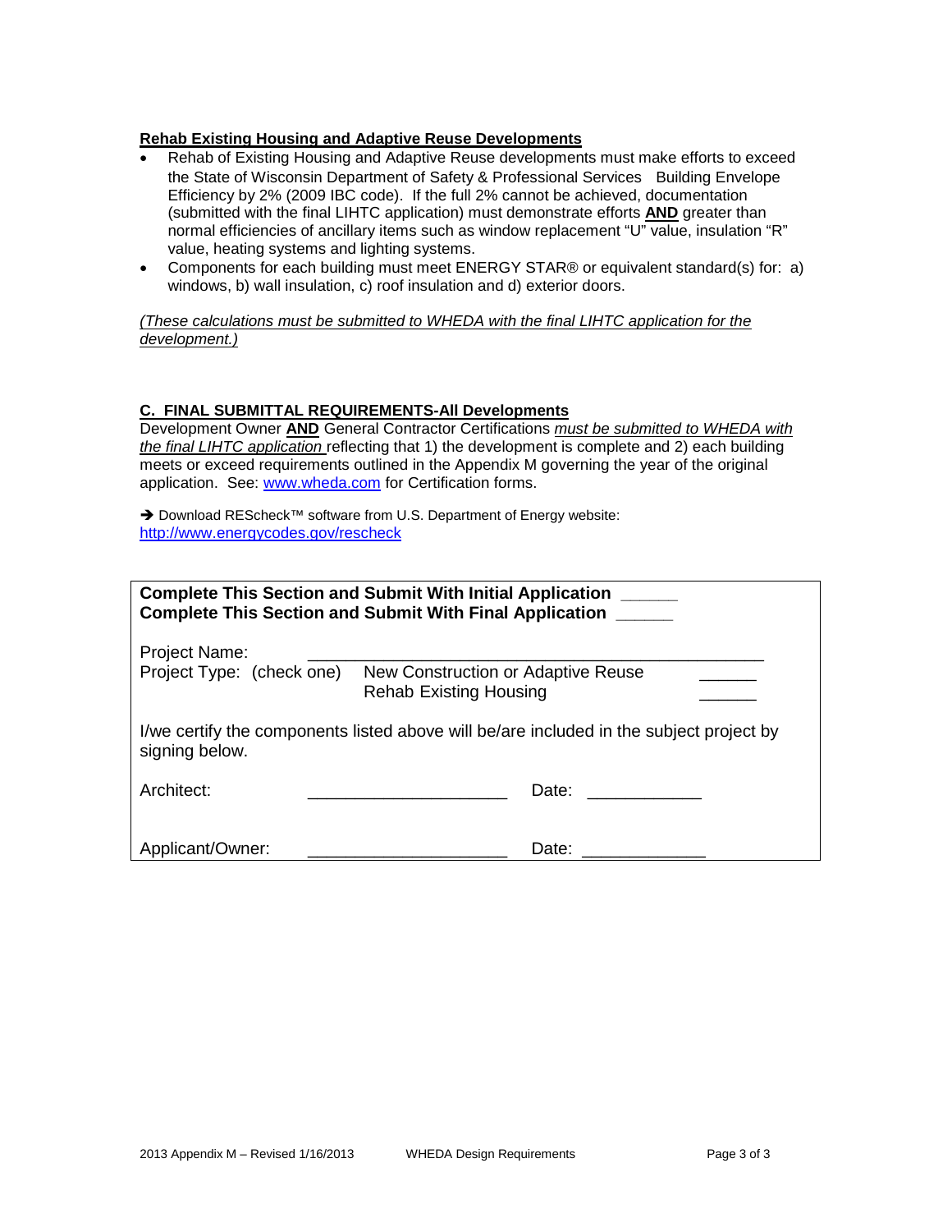**Rehab Existing Housing and Adaptive Reuse Developments**

- Rehab of Existing Housing and Adaptive Reuse developments must make efforts to exceed the State of Wisconsin Department of Safety & Professional Services Building Envelope Efficiency by 2% (2009 IBC code). If the full 2% cannot be achieved, documentation (submitted with the final LIHTC application) must demonstrate efforts **AND** greater than normal efficiencies of ancillary items such as window replacement "U" value, insulation "R" value, heating systems and lighting systems.
- Components for each building must meet ENERGY STAR® or equivalent standard(s) for: a) windows, b) wall insulation, c) roof insulation and d) exterior doors.

*(These calculations must be submitted to WHEDA with the final LIHTC application for the development.)*

**C. FINAL SUBMITTAL REQUIREMENTS-All Developments**

Development Owner **AND** General Contractor Certifications *must be submitted to WHEDA with the final LIHTC application* reflecting that 1) the development is complete and 2) each building meets or exceed requirements outlined in the Appendix M governing the year of the original application. See: www.wheda.com for Certification forms.

➔ Download REScheck™ software from U.S. Department of Energy website: http://www.energycodes.gov/rescheck

**Complete This Section and Submit With Initial Application** ______
**Complete This Section and Submit With Final Application** ______

Project Name: ____________________________________________

Project Type: (check one) New Construction or Adaptive Reuse ______
Rehab Existing Housing ______

I/we certify the components listed above will be/are included in the subject project by signing below.

Architect: ____________________ Date: ___________

Applicant/Owner: ____________________ Date: ____________